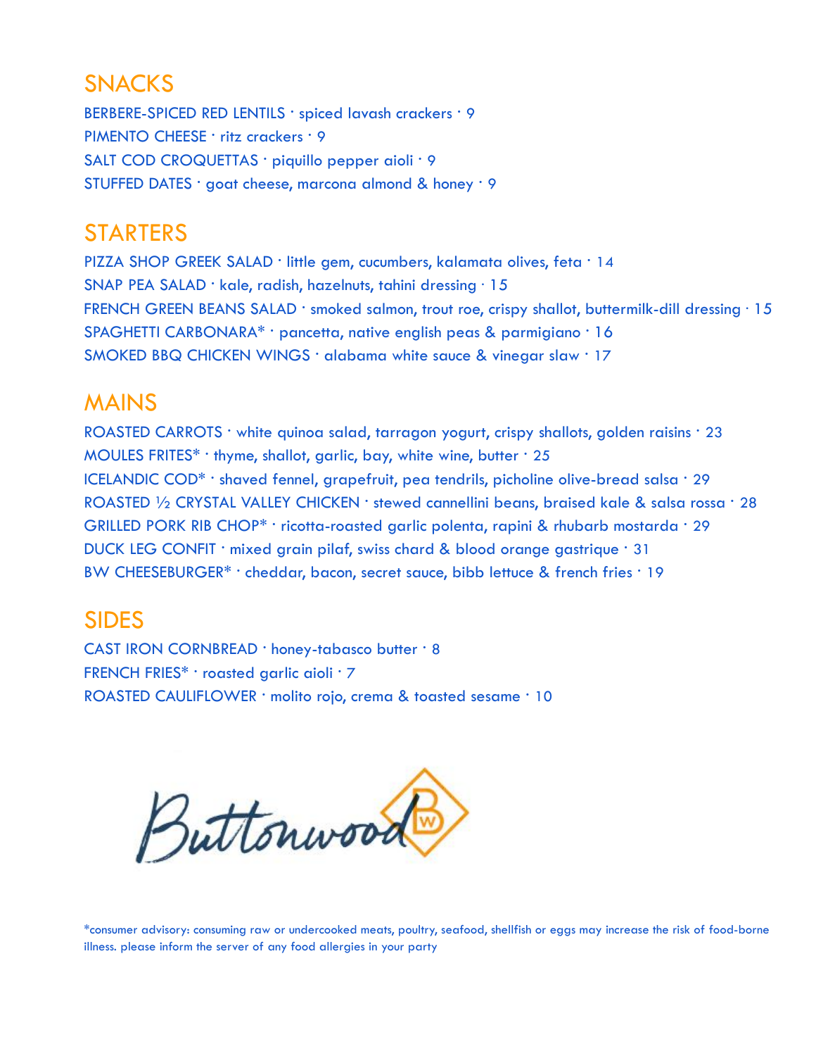## SNACKS

BERBERE-SPICED RED LENTILS · spiced lavash crackers · 9

PIMENTO CHEESE · ritz crackers · 9

SALT COD CROQUETTAS · piquillo pepper aioli · 9

STUFFED DATES · goat cheese, marcona almond & honey · 9

## STARTERS

PIZZA SHOP GREEK SALAD · little gem, cucumbers, kalamata olives, feta · 14

SNAP PEA SALAD · kale, radish, hazelnuts, tahini dressing · 15

FRENCH GREEN BEANS SALAD · smoked salmon, trout roe, crispy shallot, buttermilk-dill dressing · 15

SPAGHETTI CARBONARA* · pancetta, native english peas & parmigiano · 16

SMOKED BBQ CHICKEN WINGS · alabama white sauce & vinegar slaw · 17

## MAINS

ROASTED CARROTS · white quinoa salad, tarragon yogurt, crispy shallots, golden raisins · 23

MOULES FRITES* · thyme, shallot, garlic, bay, white wine, butter · 25

ICELANDIC COD* · shaved fennel, grapefruit, pea tendrils, picholine olive-bread salsa · 29

ROASTED ½ CRYSTAL VALLEY CHICKEN · stewed cannellini beans, braised kale & salsa rossa · 28

GRILLED PORK RIB CHOP* · ricotta-roasted garlic polenta, rapini & rhubarb mostarda · 29

DUCK LEG CONFIT · mixed grain pilaf, swiss chard & blood orange gastrique · 31

BW CHEESEBURGER* · cheddar, bacon, secret sauce, bibb lettuce & french fries · 19

## SIDES

CAST IRON CORNBREAD · honey-tabasco butter · 8

FRENCH FRIES* · roasted garlic aioli · 7

ROASTED CAULIFLOWER · molito rojo, crema & toasted sesame · 10

Buttonwood

*consumer advisory: consuming raw or undercooked meats, poultry, seafood, shellfish or eggs may increase the risk of food-borne illness. please inform the server of any food allergies in your party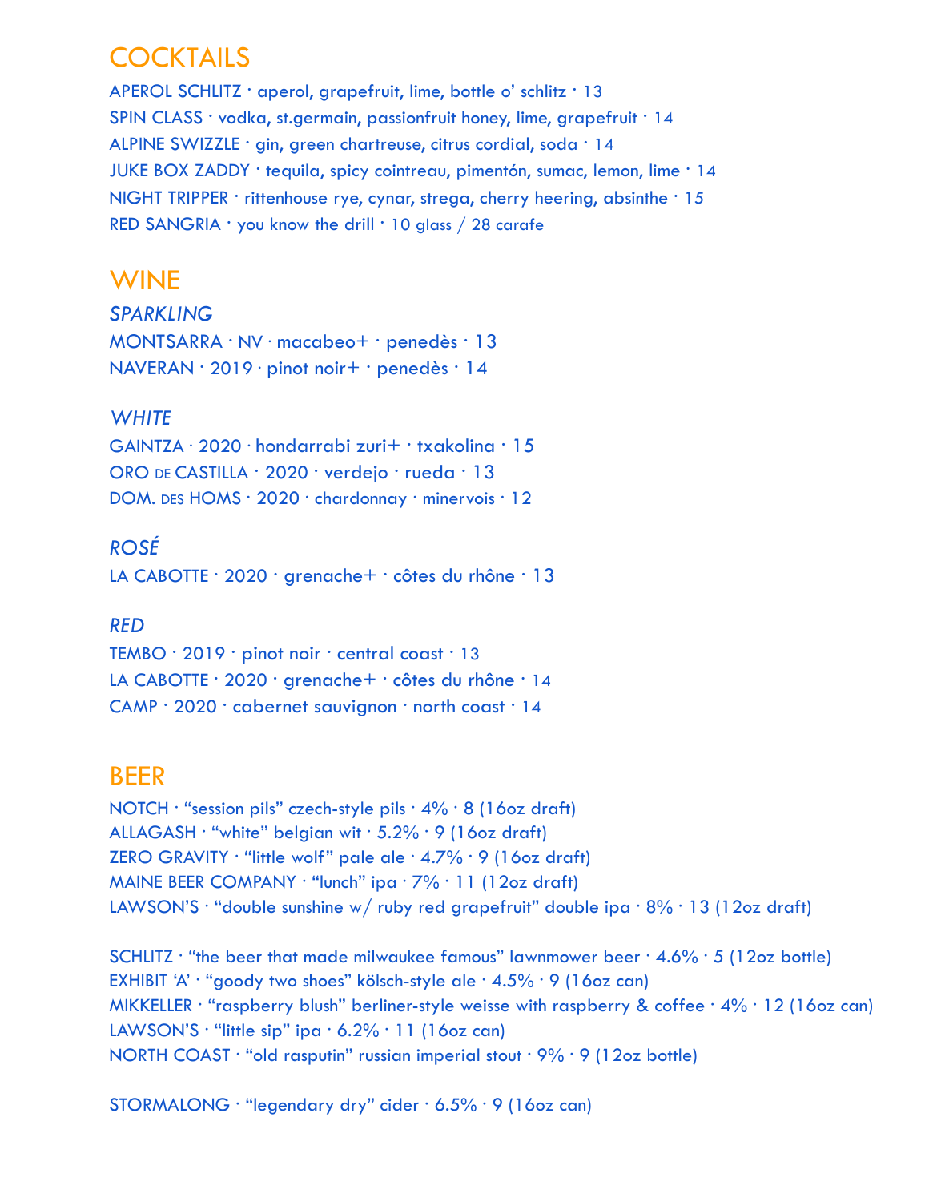## COCKTAILS

APEROL SCHLITZ · aperol, grapefruit, lime, bottle o' schlitz · 13
SPIN CLASS · vodka, st.germain, passionfruit honey, lime, grapefruit · 14
ALPINE SWIZZLE · gin, green chartreuse, citrus cordial, soda · 14
JUKE BOX ZADDY · tequila, spicy cointreau, pimentón, sumac, lemon, lime · 14
NIGHT TRIPPER · rittenhouse rye, cynar, strega, cherry heering, absinthe · 15
RED SANGRIA · you know the drill · 10 glass / 28 carafe

## WINE

*SPARKLING*

MONTSARRA · NV · macabeo+ · penedès · 13
NAVERAN · 2019 · pinot noir+ · penedès · 14

*WHITE*

GAINTZA · 2020 · hondarrabi zuri+ · txakolina · 15
ORO DE CASTILLA · 2020 · verdejo · rueda · 13
DOM. DES HOMS · 2020 · chardonnay · minervois · 12

*ROSÉ*

LA CABOTTE · 2020 · grenache+ · côtes du rhône · 13

*RED*

TEMBO · 2019 · pinot noir · central coast · 13
LA CABOTTE · 2020 · grenache+ · côtes du rhône · 14
CAMP · 2020 · cabernet sauvignon · north coast · 14

## BEER

NOTCH · "session pils" czech-style pils · 4% · 8 (16oz draft)
ALLAGASH · "white" belgian wit · 5.2% · 9 (16oz draft)
ZERO GRAVITY · "little wolf" pale ale · 4.7% · 9 (16oz draft)
MAINE BEER COMPANY · "lunch" ipa · 7% · 11 (12oz draft)
LAWSON'S · "double sunshine w/ ruby red grapefruit" double ipa · 8% · 13 (12oz draft)

SCHLITZ · "the beer that made milwaukee famous" lawnmower beer · 4.6% · 5 (12oz bottle)
EXHIBIT 'A' · "goody two shoes" kölsch-style ale · 4.5% · 9 (16oz can)
MIKKELLER · "raspberry blush" berliner-style weisse with raspberry & coffee · 4% · 12 (16oz can)
LAWSON'S · "little sip" ipa · 6.2% · 11 (16oz can)
NORTH COAST · "old rasputin" russian imperial stout · 9% · 9 (12oz bottle)

STORMALONG · "legendary dry" cider · 6.5% · 9 (16oz can)